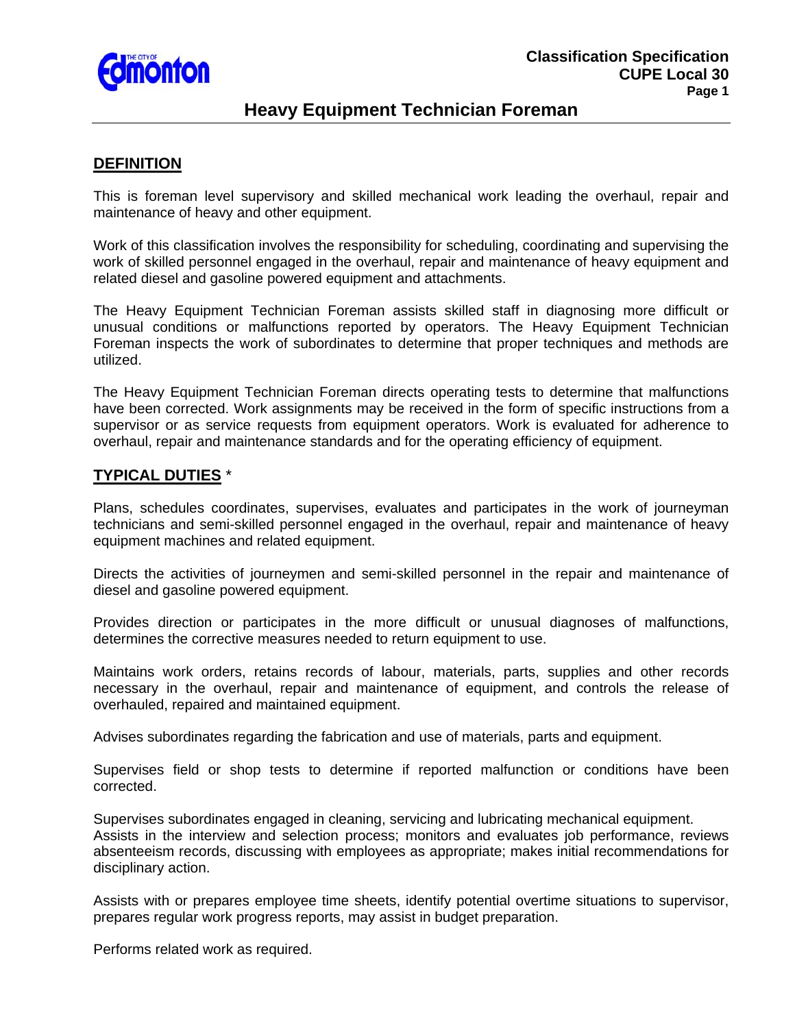# Heavy Equipment Technician Foreman

## DEFINITION

This is foreman level supervisory and skilled mechanical work leading the overhaul, repair and maintenance of heavy and other equipment.

Work of this classification involves the responsibility for scheduling, coordinating and supervising the work of skilled personnel engaged in the overhaul, repair and maintenance of heavy equipment and related diesel and gasoline powered equipment and attachments.

The Heavy Equipment Technician Foreman assists skilled staff in diagnosing more difficult or unusual conditions or malfunctions reported by operators. The Heavy Equipment Technician Foreman inspects the work of subordinates to determine that proper techniques and methods are utilized.

The Heavy Equipment Technician Foreman directs operating tests to determine that malfunctions have been corrected. Work assignments may be received in the form of specific instructions from a supervisor or as service requests from equipment operators. Work is evaluated for adherence to overhaul, repair and maintenance standards and for the operating efficiency of equipment.

## TYPICAL DUTIES *

Plans, schedules coordinates, supervises, evaluates and participates in the work of journeyman technicians and semi-skilled personnel engaged in the overhaul, repair and maintenance of heavy equipment machines and related equipment.

Directs the activities of journeymen and semi-skilled personnel in the repair and maintenance of diesel and gasoline powered equipment.

Provides direction or participates in the more difficult or unusual diagnoses of malfunctions, determines the corrective measures needed to return equipment to use.

Maintains work orders, retains records of labour, materials, parts, supplies and other records necessary in the overhaul, repair and maintenance of equipment, and controls the release of overhauled, repaired and maintained equipment.

Advises subordinates regarding the fabrication and use of materials, parts and equipment.

Supervises field or shop tests to determine if reported malfunction or conditions have been corrected.

Supervises subordinates engaged in cleaning, servicing and lubricating mechanical equipment.
Assists in the interview and selection process; monitors and evaluates job performance, reviews absenteeism records, discussing with employees as appropriate; makes initial recommendations for disciplinary action.

Assists with or prepares employee time sheets, identify potential overtime situations to supervisor, prepares regular work progress reports, may assist in budget preparation.

Performs related work as required.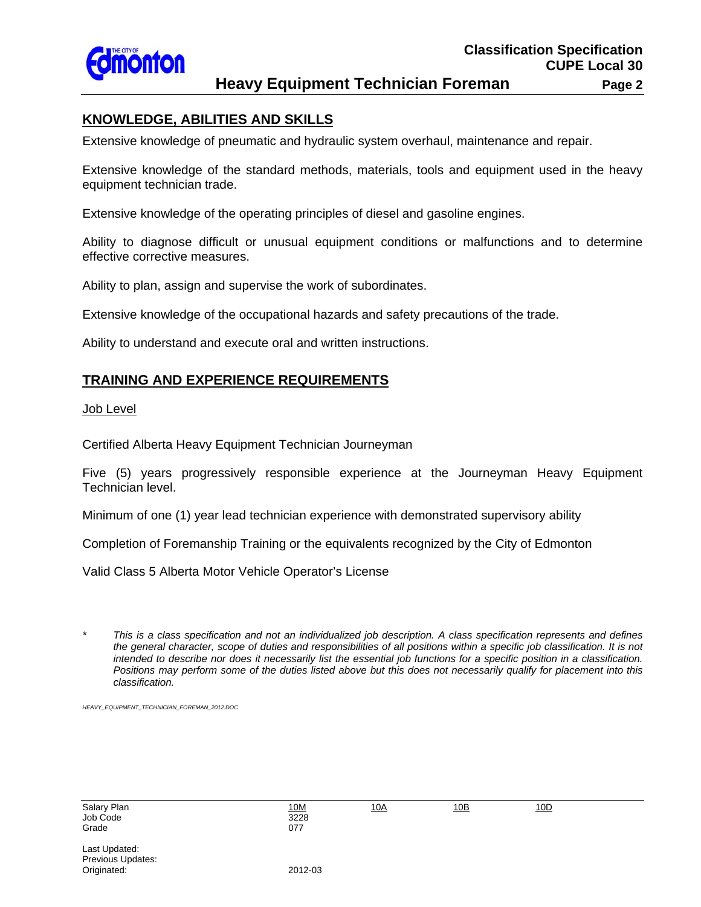## KNOWLEDGE, ABILITIES AND SKILLS

Extensive knowledge of pneumatic and hydraulic system overhaul, maintenance and repair.

Extensive knowledge of the standard methods, materials, tools and equipment used in the heavy equipment technician trade.

Extensive knowledge of the operating principles of diesel and gasoline engines.

Ability to diagnose difficult or unusual equipment conditions or malfunctions and to determine effective corrective measures.

Ability to plan, assign and supervise the work of subordinates.

Extensive knowledge of the occupational hazards and safety precautions of the trade.

Ability to understand and execute oral and written instructions.

## TRAINING AND EXPERIENCE REQUIREMENTS

Job Level

Certified Alberta Heavy Equipment Technician Journeyman

Five (5) years progressively responsible experience at the Journeyman Heavy Equipment Technician level.

Minimum of one (1) year lead technician experience with demonstrated supervisory ability

Completion of Foremanship Training or the equivalents recognized by the City of Edmonton

Valid Class 5 Alberta Motor Vehicle Operator's License

\* *This is a class specification and not an individualized job description. A class specification represents and defines the general character, scope of duties and responsibilities of all positions within a specific job classification. It is not intended to describe nor does it necessarily list the essential job functions for a specific position in a classification. Positions may perform some of the duties listed above but this does not necessarily qualify for placement into this classification.*

*HEAVY_EQUIPMENT_TECHNICIAN_FOREMAN_2012.DOC*

| | | | | |
|---|---|---|---|---|
| Salary Plan | 10M | 10A | 10B | 10D |
| Job Code | 3228 | | | |
| Grade | 077 | | | |
| | | | | |
| Last Updated: | | | | |
| Previous Updates: | | | | |
| Originated: | 2012-03 | | | |